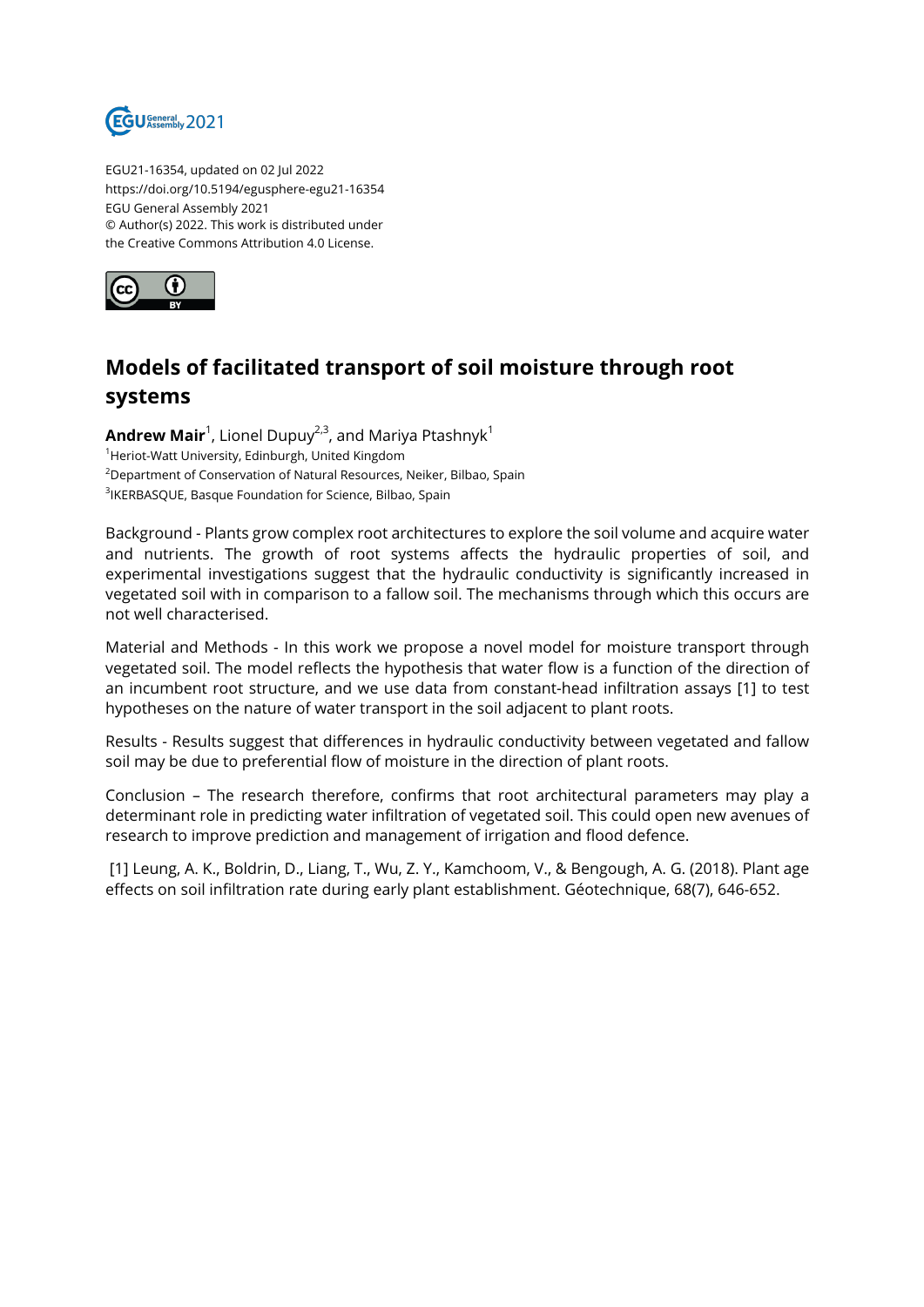EGU21-16354, updated on 02 Jul 2022
https://doi.org/10.5194/egusphere-egu21-16354
EGU General Assembly 2021
© Author(s) 2022. This work is distributed under
the Creative Commons Attribution 4.0 License.

# Models of facilitated transport of soil moisture through root systems

**Andrew Mair**[1], Lionel Dupuy[2,3], and Mariya Ptashnyk[1]

[1]Heriot-Watt University, Edinburgh, United Kingdom
[2]Department of Conservation of Natural Resources, Neiker, Bilbao, Spain
[3]IKERBASQUE, Basque Foundation for Science, Bilbao, Spain

Background - Plants grow complex root architectures to explore the soil volume and acquire water and nutrients. The growth of root systems affects the hydraulic properties of soil, and experimental investigations suggest that the hydraulic conductivity is significantly increased in vegetated soil with in comparison to a fallow soil. The mechanisms through which this occurs are not well characterised.

Material and Methods - In this work we propose a novel model for moisture transport through vegetated soil. The model reflects the hypothesis that water flow is a function of the direction of an incumbent root structure, and we use data from constant-head infiltration assays [1] to test hypotheses on the nature of water transport in the soil adjacent to plant roots.

Results - Results suggest that differences in hydraulic conductivity between vegetated and fallow soil may be due to preferential flow of moisture in the direction of plant roots.

Conclusion – The research therefore, confirms that root architectural parameters may play a determinant role in predicting water infiltration of vegetated soil. This could open new avenues of research to improve prediction and management of irrigation and flood defence.

[1] Leung, A. K., Boldrin, D., Liang, T., Wu, Z. Y., Kamchoom, V., & Bengough, A. G. (2018). Plant age effects on soil infiltration rate during early plant establishment. Géotechnique, 68(7), 646-652.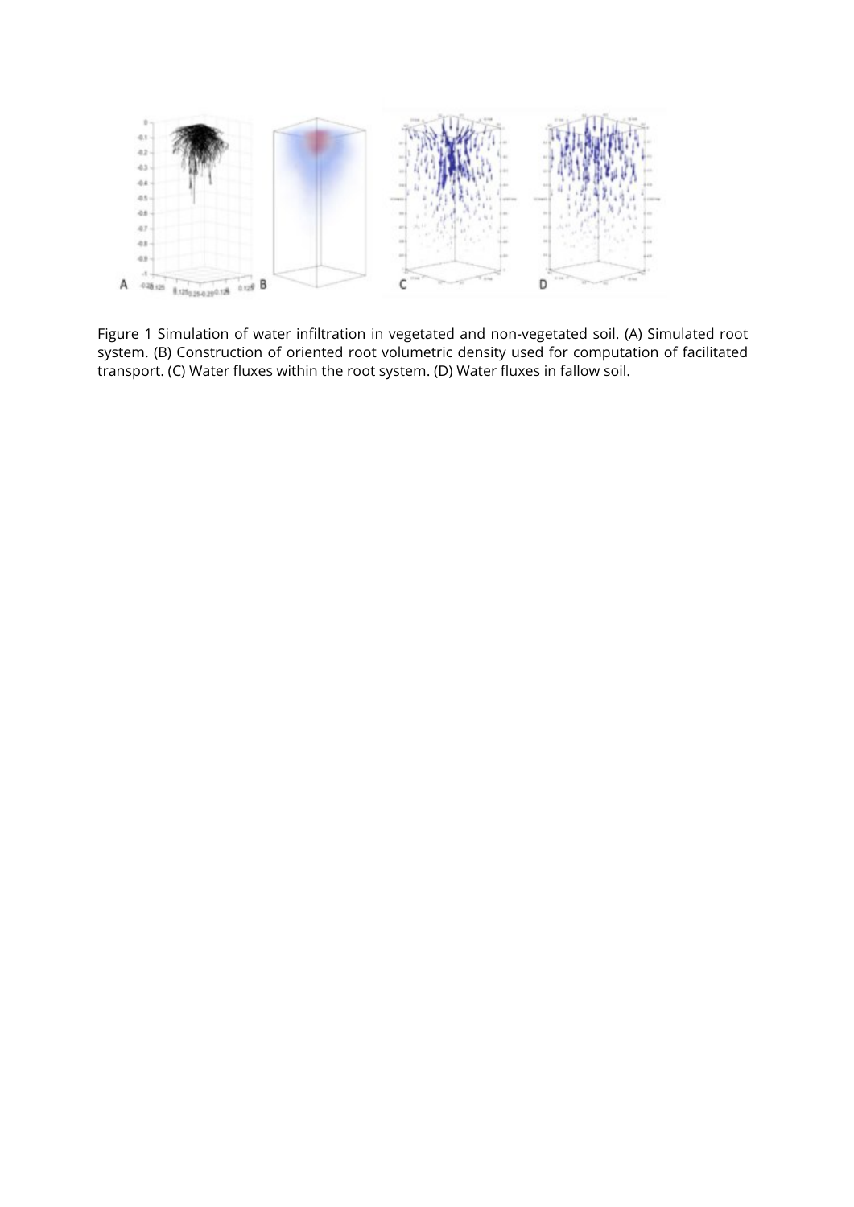A

B

C

D

Figure 1 Simulation of water infiltration in vegetated and non-vegetated soil. (A) Simulated root system. (B) Construction of oriented root volumetric density used for computation of facilitated transport. (C) Water fluxes within the root system. (D) Water fluxes in fallow soil.